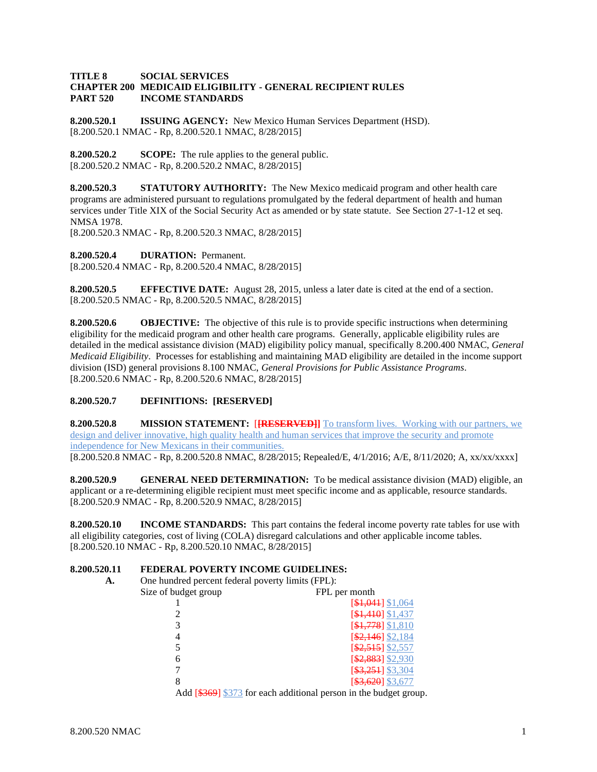**TITLE 8 SOCIAL SERVICES**
**CHAPTER 200 MEDICAID ELIGIBILITY - GENERAL RECIPIENT RULES**
**PART 520 INCOME STANDARDS**

**8.200.520.1 ISSUING AGENCY:** New Mexico Human Services Department (HSD).
[8.200.520.1 NMAC - Rp, 8.200.520.1 NMAC, 8/28/2015]

**8.200.520.2 SCOPE:** The rule applies to the general public.
[8.200.520.2 NMAC - Rp, 8.200.520.2 NMAC, 8/28/2015]

**8.200.520.3 STATUTORY AUTHORITY:** The New Mexico medicaid program and other health care programs are administered pursuant to regulations promulgated by the federal department of health and human services under Title XIX of the Social Security Act as amended or by state statute. See Section 27-1-12 et seq. NMSA 1978.
[8.200.520.3 NMAC - Rp, 8.200.520.3 NMAC, 8/28/2015]

**8.200.520.4 DURATION:** Permanent.
[8.200.520.4 NMAC - Rp, 8.200.520.4 NMAC, 8/28/2015]

**8.200.520.5 EFFECTIVE DATE:** August 28, 2015, unless a later date is cited at the end of a section.
[8.200.520.5 NMAC - Rp, 8.200.520.5 NMAC, 8/28/2015]

**8.200.520.6 OBJECTIVE:** The objective of this rule is to provide specific instructions when determining eligibility for the medicaid program and other health care programs. Generally, applicable eligibility rules are detailed in the medical assistance division (MAD) eligibility policy manual, specifically 8.200.400 NMAC, *General Medicaid Eligibility*. Processes for establishing and maintaining MAD eligibility are detailed in the income support division (ISD) general provisions 8.100 NMAC, *General Provisions for Public Assistance Programs*.
[8.200.520.6 NMAC - Rp, 8.200.520.6 NMAC, 8/28/2015]

**8.200.520.7 DEFINITIONS: [RESERVED]**

**8.200.520.8 MISSION STATEMENT:** [~~**[RESERVED]**~~] To transform lives. Working with our partners, we design and deliver innovative, high quality health and human services that improve the security and promote independence for New Mexicans in their communities.
[8.200.520.8 NMAC - Rp, 8.200.520.8 NMAC, 8/28/2015; Repealed/E, 4/1/2016; A/E, 8/11/2020; A, xx/xx/xxxx]

**8.200.520.9 GENERAL NEED DETERMINATION:** To be medical assistance division (MAD) eligible, an applicant or a re-determining eligible recipient must meet specific income and as applicable, resource standards.
[8.200.520.9 NMAC - Rp, 8.200.520.9 NMAC, 8/28/2015]

**8.200.520.10 INCOME STANDARDS:** This part contains the federal income poverty rate tables for use with all eligibility categories, cost of living (COLA) disregard calculations and other applicable income tables.
[8.200.520.10 NMAC - Rp, 8.200.520.10 NMAC, 8/28/2015]

**8.200.520.11 FEDERAL POVERTY INCOME GUIDELINES:**

**A.** One hundred percent federal poverty limits (FPL):

| Size of budget group | FPL per month |
|---|---|
| 1 | [~~$1,041~~] $1,064 |
| 2 | [~~$1,410~~] $1,437 |
| 3 | [~~$1,778~~] $1,810 |
| 4 | [~~$2,146~~] $2,184 |
| 5 | [~~$2,515~~] $2,557 |
| 6 | [~~$2,883~~] $2,930 |
| 7 | [~~$3,251~~] $3,304 |
| 8 | [~~$3,620~~] $3,677 |

Add [~~$369~~] $373 for each additional person in the budget group.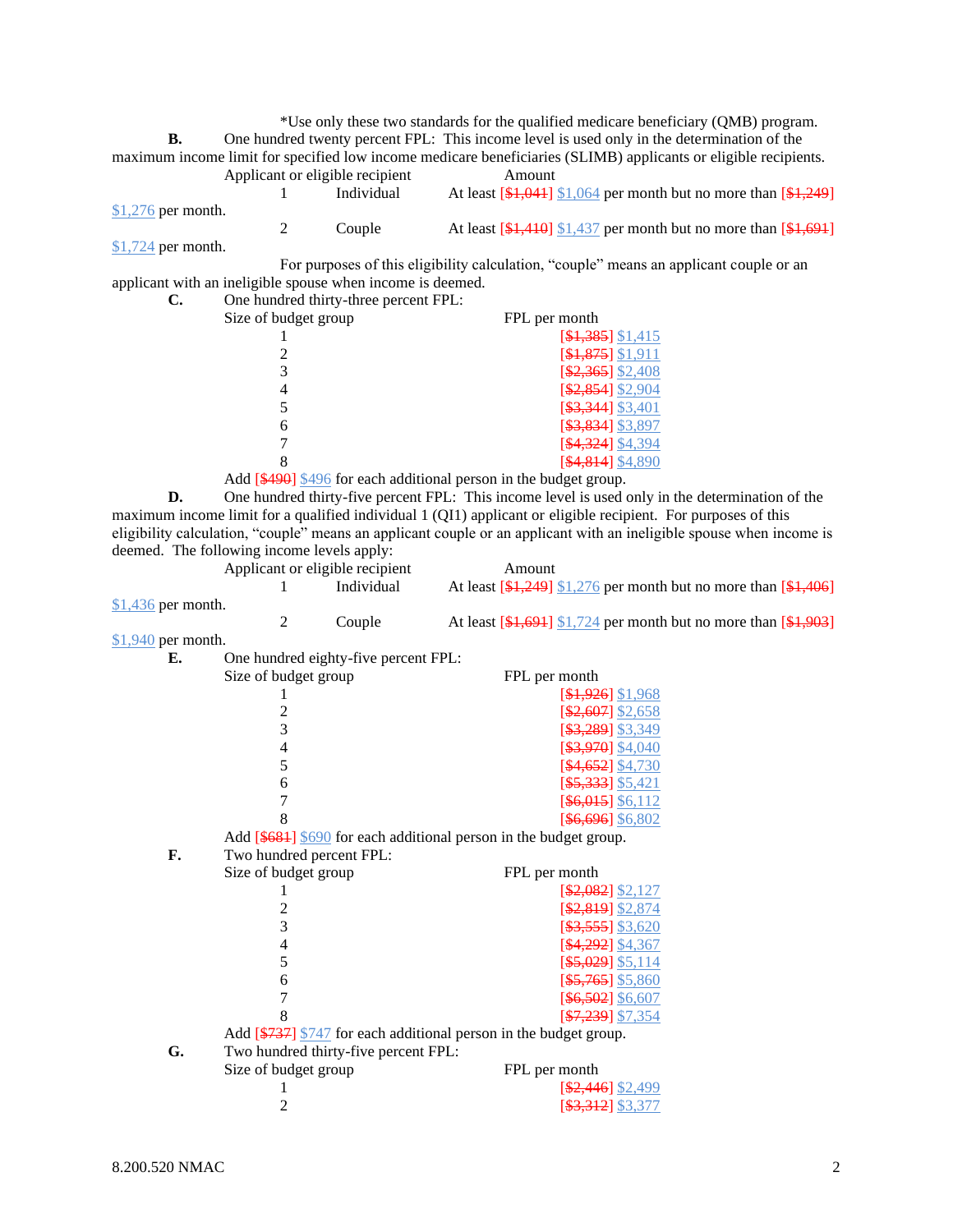*Use only these two standards for the qualified medicare beneficiary (QMB) program.

**B.** One hundred twenty percent FPL: This income level is used only in the determination of the maximum income limit for specified low income medicare beneficiaries (SLIMB) applicants or eligible recipients.

| Applicant or eligible recipient | | Amount |
|---|---|---|
| 1 | Individual | At least [~~$1,041~~] $1,064 per month but no more than [~~$1,249~~] $1,276 per month. |
| 2 | Couple | At least [~~$1,410~~] $1,437 per month but no more than [~~$1,691~~] $1,724 per month. |

For purposes of this eligibility calculation, “couple” means an applicant couple or an applicant with an ineligible spouse when income is deemed.

**C.** One hundred thirty-three percent FPL:

| Size of budget group | FPL per month |
|---|---|
| 1 | [~~$1,385~~] $1,415 |
| 2 | [~~$1,875~~] $1,911 |
| 3 | [~~$2,365~~] $2,408 |
| 4 | [~~$2,854~~] $2,904 |
| 5 | [~~$3,344~~] $3,401 |
| 6 | [~~$3,834~~] $3,897 |
| 7 | [~~$4,324~~] $4,394 |
| 8 | [~~$4,814~~] $4,890 |

Add [~~$490~~] $496 for each additional person in the budget group.

**D.** One hundred thirty-five percent FPL: This income level is used only in the determination of the maximum income limit for a qualified individual 1 (QI1) applicant or eligible recipient. For purposes of this eligibility calculation, “couple” means an applicant couple or an applicant with an ineligible spouse when income is deemed. The following income levels apply:

| Applicant or eligible recipient | | Amount |
|---|---|---|
| 1 | Individual | At least [~~$1,249~~] $1,276 per month but no more than [~~$1,406~~] $1,436 per month. |
| 2 | Couple | At least [~~$1,691~~] $1,724 per month but no more than [~~$1,903~~] $1,940 per month. |

**E.** One hundred eighty-five percent FPL:

| Size of budget group | FPL per month |
|---|---|
| 1 | [~~$1,926~~] $1,968 |
| 2 | [~~$2,607~~] $2,658 |
| 3 | [~~$3,289~~] $3,349 |
| 4 | [~~$3,970~~] $4,040 |
| 5 | [~~$4,652~~] $4,730 |
| 6 | [~~$5,333~~] $5,421 |
| 7 | [~~$6,015~~] $6,112 |
| 8 | [~~$6,696~~] $6,802 |

Add [~~$681~~] $690 for each additional person in the budget group.

**F.** Two hundred percent FPL:

| Size of budget group | FPL per month |
|---|---|
| 1 | [~~$2,082~~] $2,127 |
| 2 | [~~$2,819~~] $2,874 |
| 3 | [~~$3,555~~] $3,620 |
| 4 | [~~$4,292~~] $4,367 |
| 5 | [~~$5,029~~] $5,114 |
| 6 | [~~$5,765~~] $5,860 |
| 7 | [~~$6,502~~] $6,607 |
| 8 | [~~$7,239~~] $7,354 |

Add [~~$737~~] $747 for each additional person in the budget group.

**G.** Two hundred thirty-five percent FPL:

| Size of budget group | FPL per month |
|---|---|
| 1 | [~~$2,446~~] $2,499 |
| 2 | [~~$3,312~~] $3,377 |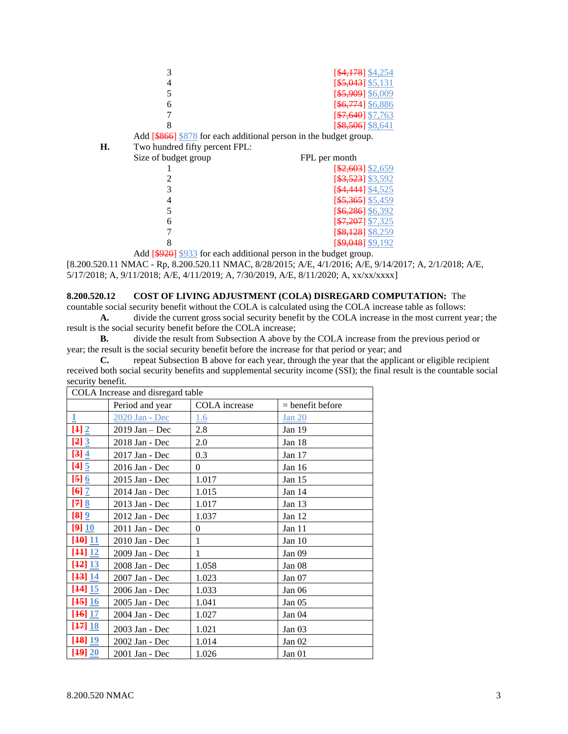| | |
|---|---|
| 3 | [~~$4,178~~] $4,254 |
| 4 | [~~$5,043~~] $5,131 |
| 5 | [~~$5,909~~] $6,009 |
| 6 | [~~$6,774~~] $6,886 |
| 7 | [~~$7,640~~] $7,763 |
| 8 | [~~$8,506~~] $8,641 |

Add [~~$866~~] $878 for each additional person in the budget group.

**H.** Two hundred fifty percent FPL:

| Size of budget group | FPL per month |
|---|---|
| 1 | [~~$2,603~~] $2,659 |
| 2 | [~~$3,523~~] $3,592 |
| 3 | [~~$4,444~~] $4,525 |
| 4 | [~~$5,365~~] $5,459 |
| 5 | [~~$6,286~~] $6,392 |
| 6 | [~~$7,207~~] $7,325 |
| 7 | [~~$8,128~~] $8,259 |
| 8 | [~~$9,048~~] $9,192 |

Add [~~$920~~] $933 for each additional person in the budget group.

[8.200.520.11 NMAC - Rp, 8.200.520.11 NMAC, 8/28/2015; A/E, 4/1/2016; A/E, 9/14/2017; A, 2/1/2018; A/E, 5/17/2018; A, 9/11/2018; A/E, 4/11/2019; A, 7/30/2019, A/E, 8/11/2020; A, xx/xx/xxxx]

**8.200.520.12 COST OF LIVING ADJUSTMENT (COLA) DISREGARD COMPUTATION:** The countable social security benefit without the COLA is calculated using the COLA increase table as follows:

**A.** divide the current gross social security benefit by the COLA increase in the most current year; the result is the social security benefit before the COLA increase;

**B.** divide the result from Subsection A above by the COLA increase from the previous period or year; the result is the social security benefit before the increase for that period or year; and

**C.** repeat Subsection B above for each year, through the year that the applicant or eligible recipient received both social security benefits and supplemental security income (SSI); the final result is the countable social security benefit.

| COLA Increase and disregard table | | | |
|---|---|---|---|
| | Period and year | COLA increase | = benefit before |
| 1 | 2020 Jan - Dec | 1.6 | Jan 20 |
| [~~1~~] 2 | 2019 Jan – Dec | 2.8 | Jan 19 |
| [~~2~~] 3 | 2018 Jan - Dec | 2.0 | Jan 18 |
| [~~3~~] 4 | 2017 Jan - Dec | 0.3 | Jan 17 |
| [~~4~~] 5 | 2016 Jan - Dec | 0 | Jan 16 |
| [~~5~~] 6 | 2015 Jan - Dec | 1.017 | Jan 15 |
| [~~6~~] 7 | 2014 Jan - Dec | 1.015 | Jan 14 |
| [~~7~~] 8 | 2013 Jan - Dec | 1.017 | Jan 13 |
| [~~8~~] 9 | 2012 Jan - Dec | 1.037 | Jan 12 |
| [~~9~~] 10 | 2011 Jan - Dec | 0 | Jan 11 |
| [~~10~~] 11 | 2010 Jan - Dec | 1 | Jan 10 |
| [~~11~~] 12 | 2009 Jan - Dec | 1 | Jan 09 |
| [~~12~~] 13 | 2008 Jan - Dec | 1.058 | Jan 08 |
| [~~13~~] 14 | 2007 Jan - Dec | 1.023 | Jan 07 |
| [~~14~~] 15 | 2006 Jan - Dec | 1.033 | Jan 06 |
| [~~15~~] 16 | 2005 Jan - Dec | 1.041 | Jan 05 |
| [~~16~~] 17 | 2004 Jan - Dec | 1.027 | Jan 04 |
| [~~17~~] 18 | 2003 Jan - Dec | 1.021 | Jan 03 |
| [~~18~~] 19 | 2002 Jan - Dec | 1.014 | Jan 02 |
| [~~19~~] 20 | 2001 Jan - Dec | 1.026 | Jan 01 |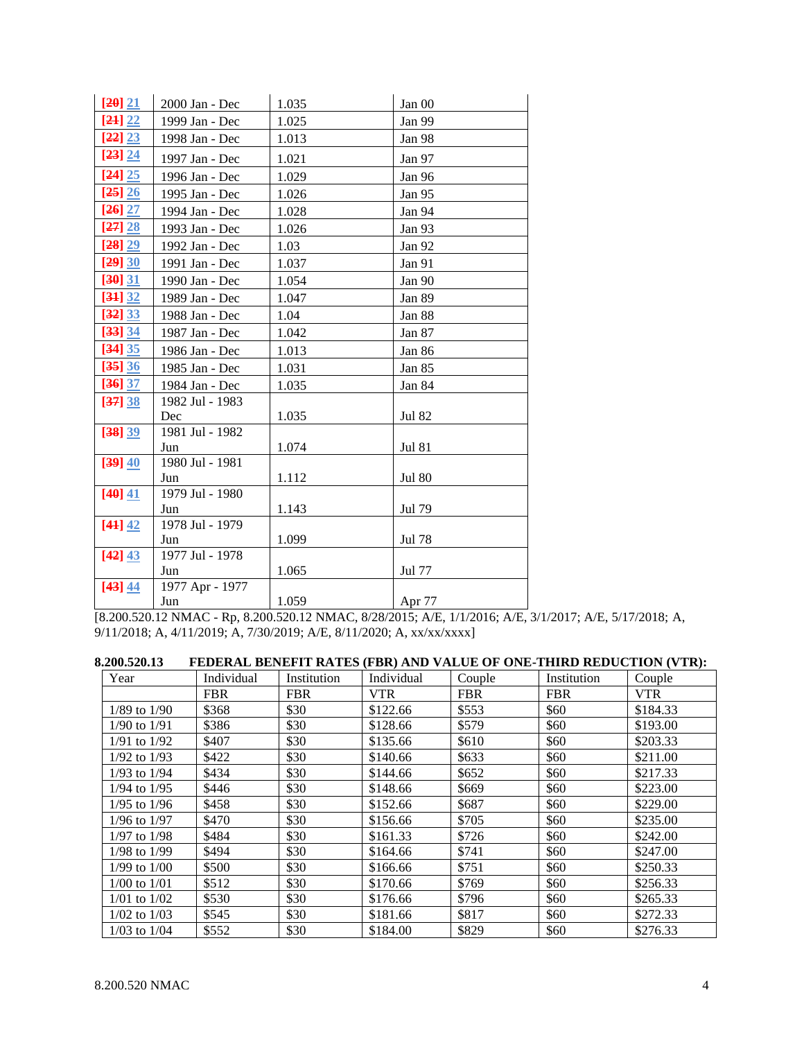| [20] 21 | 2000 Jan - Dec | 1.035 | Jan 00 |
|---|---|---|---|
| [21] 22 | 1999 Jan - Dec | 1.025 | Jan 99 |
| [22] 23 | 1998 Jan - Dec | 1.013 | Jan 98 |
| [23] 24 | 1997 Jan - Dec | 1.021 | Jan 97 |
| [24] 25 | 1996 Jan - Dec | 1.029 | Jan 96 |
| [25] 26 | 1995 Jan - Dec | 1.026 | Jan 95 |
| [26] 27 | 1994 Jan - Dec | 1.028 | Jan 94 |
| [27] 28 | 1993 Jan - Dec | 1.026 | Jan 93 |
| [28] 29 | 1992 Jan - Dec | 1.03 | Jan 92 |
| [29] 30 | 1991 Jan - Dec | 1.037 | Jan 91 |
| [30] 31 | 1990 Jan - Dec | 1.054 | Jan 90 |
| [31] 32 | 1989 Jan - Dec | 1.047 | Jan 89 |
| [32] 33 | 1988 Jan - Dec | 1.04 | Jan 88 |
| [33] 34 | 1987 Jan - Dec | 1.042 | Jan 87 |
| [34] 35 | 1986 Jan - Dec | 1.013 | Jan 86 |
| [35] 36 | 1985 Jan - Dec | 1.031 | Jan 85 |
| [36] 37 | 1984 Jan - Dec | 1.035 | Jan 84 |
| [37] 38 | 1982 Jul - 1983 Dec | 1.035 | Jul 82 |
| [38] 39 | 1981 Jul - 1982 Jun | 1.074 | Jul 81 |
| [39] 40 | 1980 Jul - 1981 Jun | 1.112 | Jul 80 |
| [40] 41 | 1979 Jul - 1980 Jun | 1.143 | Jul 79 |
| [41] 42 | 1978 Jul - 1979 Jun | 1.099 | Jul 78 |
| [42] 43 | 1977 Jul - 1978 Jun | 1.065 | Jul 77 |
| [43] 44 | 1977 Apr - 1977 Jun | 1.059 | Apr 77 |

[8.200.520.12 NMAC - Rp, 8.200.520.12 NMAC, 8/28/2015; A/E, 1/1/2016; A/E, 3/1/2017; A/E, 5/17/2018; A, 9/11/2018; A, 4/11/2019; A, 7/30/2019; A/E, 8/11/2020; A, xx/xx/xxxx]

**8.200.520.13 FEDERAL BENEFIT RATES (FBR) AND VALUE OF ONE-THIRD REDUCTION (VTR):**

| Year | Individual FBR | Institution FBR | Individual VTR | Couple FBR | Institution FBR | Couple VTR |
|---|---|---|---|---|---|---|
| 1/89 to 1/90 | $368 | $30 | $122.66 | $553 | $60 | $184.33 |
| 1/90 to 1/91 | $386 | $30 | $128.66 | $579 | $60 | $193.00 |
| 1/91 to 1/92 | $407 | $30 | $135.66 | $610 | $60 | $203.33 |
| 1/92 to 1/93 | $422 | $30 | $140.66 | $633 | $60 | $211.00 |
| 1/93 to 1/94 | $434 | $30 | $144.66 | $652 | $60 | $217.33 |
| 1/94 to 1/95 | $446 | $30 | $148.66 | $669 | $60 | $223.00 |
| 1/95 to 1/96 | $458 | $30 | $152.66 | $687 | $60 | $229.00 |
| 1/96 to 1/97 | $470 | $30 | $156.66 | $705 | $60 | $235.00 |
| 1/97 to 1/98 | $484 | $30 | $161.33 | $726 | $60 | $242.00 |
| 1/98 to 1/99 | $494 | $30 | $164.66 | $741 | $60 | $247.00 |
| 1/99 to 1/00 | $500 | $30 | $166.66 | $751 | $60 | $250.33 |
| 1/00 to 1/01 | $512 | $30 | $170.66 | $769 | $60 | $256.33 |
| 1/01 to 1/02 | $530 | $30 | $176.66 | $796 | $60 | $265.33 |
| 1/02 to 1/03 | $545 | $30 | $181.66 | $817 | $60 | $272.33 |
| 1/03 to 1/04 | $552 | $30 | $184.00 | $829 | $60 | $276.33 |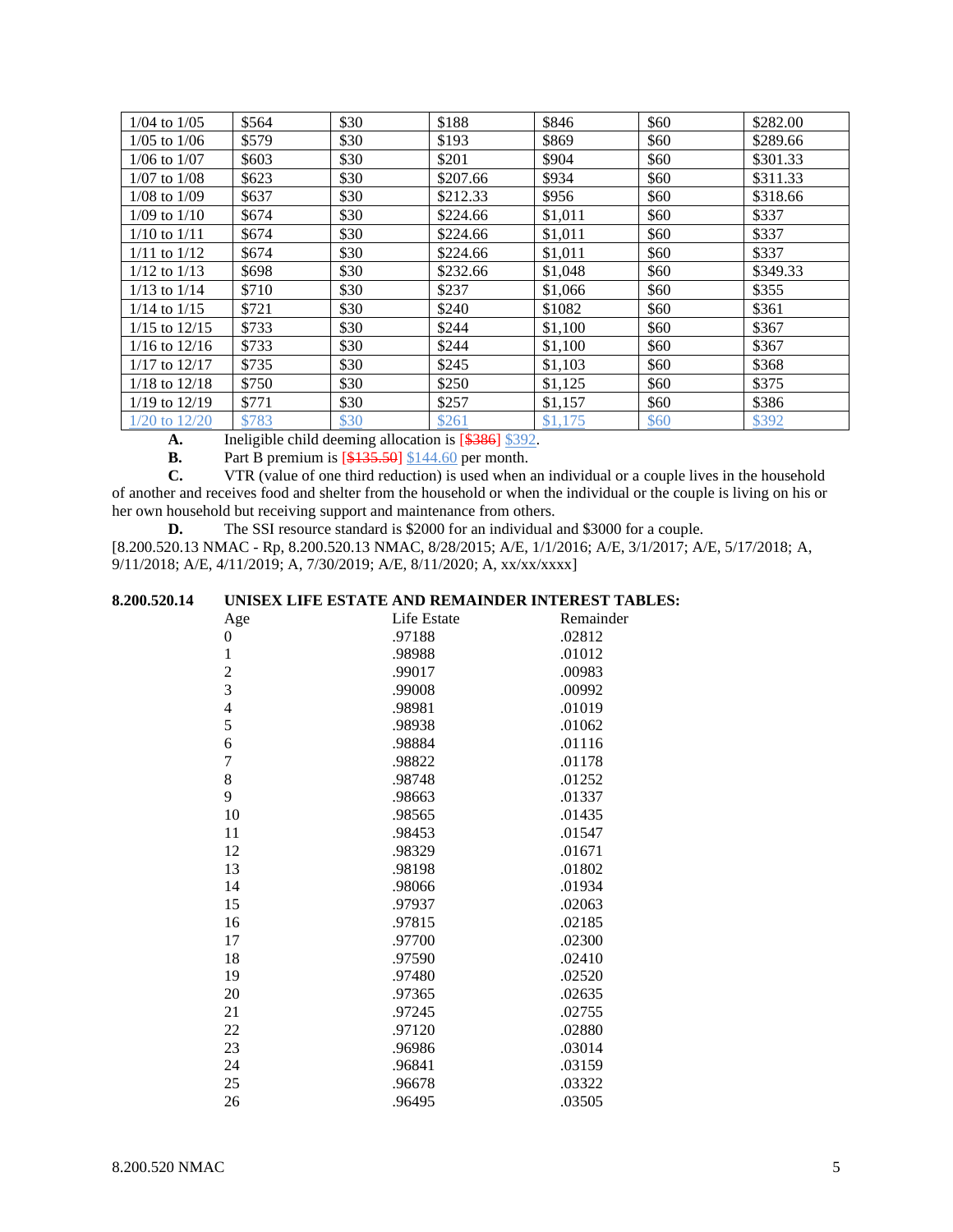| 1/04 to 1/05 | $564 | $30 | $188 | $846 | $60 | $282.00 |
|---|---|---|---|---|---|---|
| 1/05 to 1/06 | $579 | $30 | $193 | $869 | $60 | $289.66 |
| 1/06 to 1/07 | $603 | $30 | $201 | $904 | $60 | $301.33 |
| 1/07 to 1/08 | $623 | $30 | $207.66 | $934 | $60 | $311.33 |
| 1/08 to 1/09 | $637 | $30 | $212.33 | $956 | $60 | $318.66 |
| 1/09 to 1/10 | $674 | $30 | $224.66 | $1,011 | $60 | $337 |
| 1/10 to 1/11 | $674 | $30 | $224.66 | $1,011 | $60 | $337 |
| 1/11 to 1/12 | $674 | $30 | $224.66 | $1,011 | $60 | $337 |
| 1/12 to 1/13 | $698 | $30 | $232.66 | $1,048 | $60 | $349.33 |
| 1/13 to 1/14 | $710 | $30 | $237 | $1,066 | $60 | $355 |
| 1/14 to 1/15 | $721 | $30 | $240 | $1082 | $60 | $361 |
| 1/15 to 12/15 | $733 | $30 | $244 | $1,100 | $60 | $367 |
| 1/16 to 12/16 | $733 | $30 | $244 | $1,100 | $60 | $367 |
| 1/17 to 12/17 | $735 | $30 | $245 | $1,103 | $60 | $368 |
| 1/18 to 12/18 | $750 | $30 | $250 | $1,125 | $60 | $375 |
| 1/19 to 12/19 | $771 | $30 | $257 | $1,157 | $60 | $386 |
| 1/20 to 12/20 | $783 | $30 | $261 | $1,175 | $60 | $392 |

**A.** Ineligible child deeming allocation is ~~[$386]~~ $392.

**B.** Part B premium is ~~[$135.50]~~ $144.60 per month.

**C.** VTR (value of one third reduction) is used when an individual or a couple lives in the household of another and receives food and shelter from the household or when the individual or the couple is living on his or her own household but receiving support and maintenance from others.

**D.** The SSI resource standard is $2000 for an individual and $3000 for a couple.

[8.200.520.13 NMAC - Rp, 8.200.520.13 NMAC, 8/28/2015; A/E, 1/1/2016; A/E, 3/1/2017; A/E, 5/17/2018; A, 9/11/2018; A/E, 4/11/2019; A, 7/30/2019; A/E, 8/11/2020; A, xx/xx/xxxx]

**8.200.520.14 UNISEX LIFE ESTATE AND REMAINDER INTEREST TABLES:**

| Age | Life Estate | Remainder |
|---|---|---|
| 0 | .97188 | .02812 |
| 1 | .98988 | .01012 |
| 2 | .99017 | .00983 |
| 3 | .99008 | .00992 |
| 4 | .98981 | .01019 |
| 5 | .98938 | .01062 |
| 6 | .98884 | .01116 |
| 7 | .98822 | .01178 |
| 8 | .98748 | .01252 |
| 9 | .98663 | .01337 |
| 10 | .98565 | .01435 |
| 11 | .98453 | .01547 |
| 12 | .98329 | .01671 |
| 13 | .98198 | .01802 |
| 14 | .98066 | .01934 |
| 15 | .97937 | .02063 |
| 16 | .97815 | .02185 |
| 17 | .97700 | .02300 |
| 18 | .97590 | .02410 |
| 19 | .97480 | .02520 |
| 20 | .97365 | .02635 |
| 21 | .97245 | .02755 |
| 22 | .97120 | .02880 |
| 23 | .96986 | .03014 |
| 24 | .96841 | .03159 |
| 25 | .96678 | .03322 |
| 26 | .96495 | .03505 |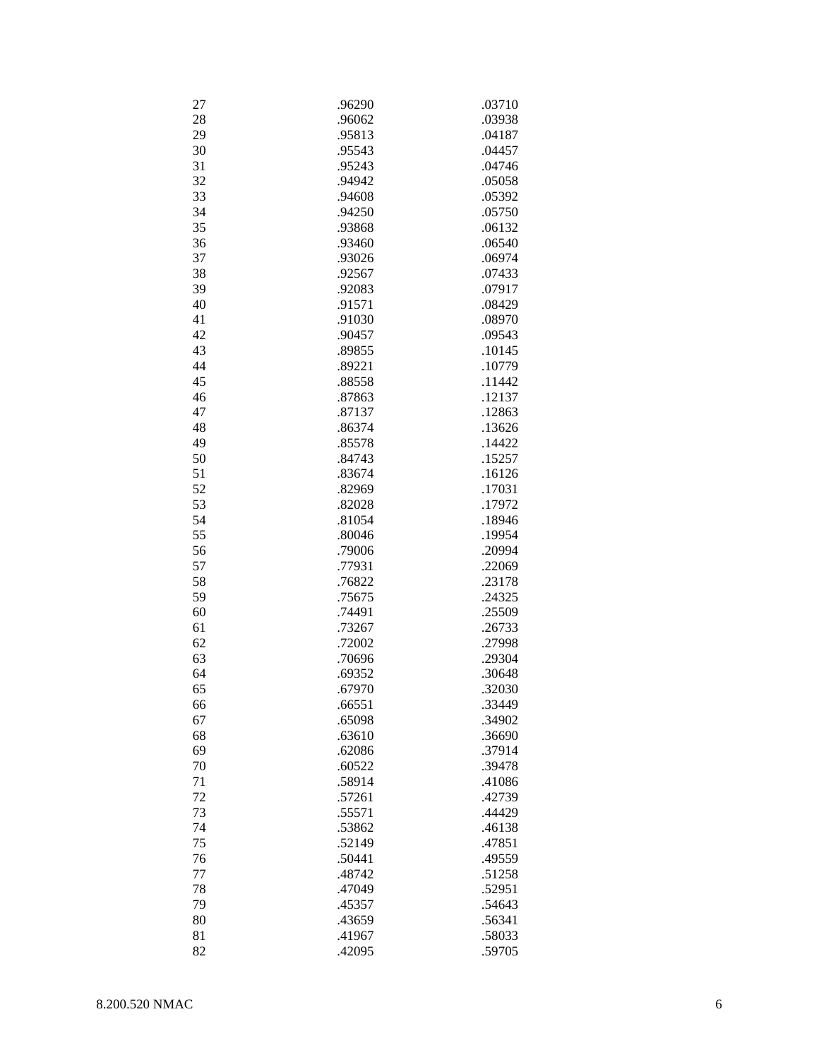| | | |
|---|---|---|
| 27 | .96290 | .03710 |
| 28 | .96062 | .03938 |
| 29 | .95813 | .04187 |
| 30 | .95543 | .04457 |
| 31 | .95243 | .04746 |
| 32 | .94942 | .05058 |
| 33 | .94608 | .05392 |
| 34 | .94250 | .05750 |
| 35 | .93868 | .06132 |
| 36 | .93460 | .06540 |
| 37 | .93026 | .06974 |
| 38 | .92567 | .07433 |
| 39 | .92083 | .07917 |
| 40 | .91571 | .08429 |
| 41 | .91030 | .08970 |
| 42 | .90457 | .09543 |
| 43 | .89855 | .10145 |
| 44 | .89221 | .10779 |
| 45 | .88558 | .11442 |
| 46 | .87863 | .12137 |
| 47 | .87137 | .12863 |
| 48 | .86374 | .13626 |
| 49 | .85578 | .14422 |
| 50 | .84743 | .15257 |
| 51 | .83674 | .16126 |
| 52 | .82969 | .17031 |
| 53 | .82028 | .17972 |
| 54 | .81054 | .18946 |
| 55 | .80046 | .19954 |
| 56 | .79006 | .20994 |
| 57 | .77931 | .22069 |
| 58 | .76822 | .23178 |
| 59 | .75675 | .24325 |
| 60 | .74491 | .25509 |
| 61 | .73267 | .26733 |
| 62 | .72002 | .27998 |
| 63 | .70696 | .29304 |
| 64 | .69352 | .30648 |
| 65 | .67970 | .32030 |
| 66 | .66551 | .33449 |
| 67 | .65098 | .34902 |
| 68 | .63610 | .36690 |
| 69 | .62086 | .37914 |
| 70 | .60522 | .39478 |
| 71 | .58914 | .41086 |
| 72 | .57261 | .42739 |
| 73 | .55571 | .44429 |
| 74 | .53862 | .46138 |
| 75 | .52149 | .47851 |
| 76 | .50441 | .49559 |
| 77 | .48742 | .51258 |
| 78 | .47049 | .52951 |
| 79 | .45357 | .54643 |
| 80 | .43659 | .56341 |
| 81 | .41967 | .58033 |
| 82 | .42095 | .59705 |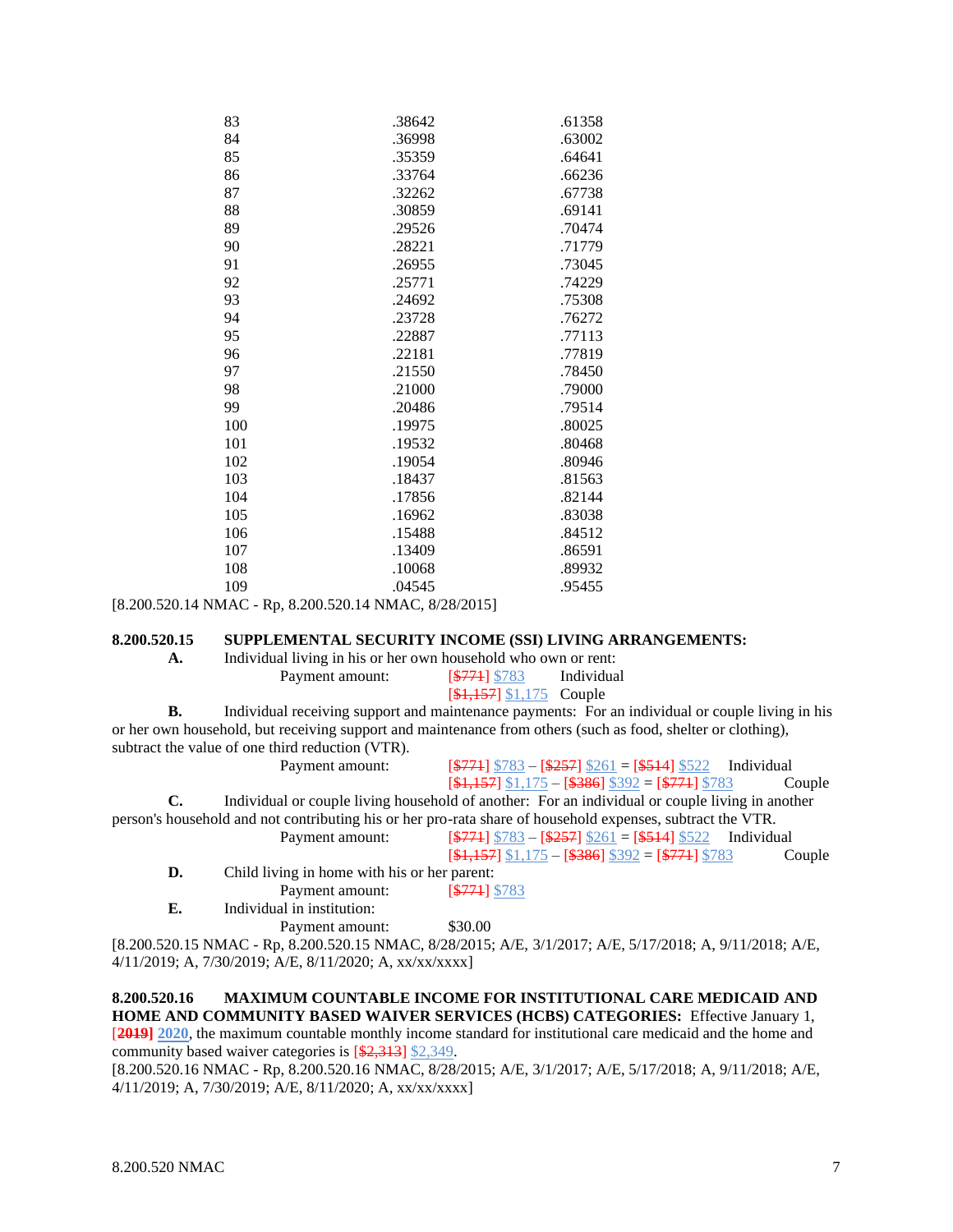| | | |
|---|---|---|
| 83 | .38642 | .61358 |
| 84 | .36998 | .63002 |
| 85 | .35359 | .64641 |
| 86 | .33764 | .66236 |
| 87 | .32262 | .67738 |
| 88 | .30859 | .69141 |
| 89 | .29526 | .70474 |
| 90 | .28221 | .71779 |
| 91 | .26955 | .73045 |
| 92 | .25771 | .74229 |
| 93 | .24692 | .75308 |
| 94 | .23728 | .76272 |
| 95 | .22887 | .77113 |
| 96 | .22181 | .77819 |
| 97 | .21550 | .78450 |
| 98 | .21000 | .79000 |
| 99 | .20486 | .79514 |
| 100 | .19975 | .80025 |
| 101 | .19532 | .80468 |
| 102 | .19054 | .80946 |
| 103 | .18437 | .81563 |
| 104 | .17856 | .82144 |
| 105 | .16962 | .83038 |
| 106 | .15488 | .84512 |
| 107 | .13409 | .86591 |
| 108 | .10068 | .89932 |
| 109 | .04545 | .95455 |

[8.200.520.14 NMAC - Rp, 8.200.520.14 NMAC, 8/28/2015]

**8.200.520.15 SUPPLEMENTAL SECURITY INCOME (SSI) LIVING ARRANGEMENTS:**

**A.** Individual living in his or her own household who own or rent:

Payment amount: [~~$771~~] $783 Individual
[~~$1,157~~] $1,175 Couple

**B.** Individual receiving support and maintenance payments: For an individual or couple living in his or her own household, but receiving support and maintenance from others (such as food, shelter or clothing), subtract the value of one third reduction (VTR).

Payment amount: [~~$771~~] $783 – [~~$257~~] $261 = [~~$514~~] $522 Individual
[~~$1,157~~] $1,175 – [~~$386~~] $392 = [~~$771~~] $783 Couple

**C.** Individual or couple living household of another: For an individual or couple living in another person's household and not contributing his or her pro-rata share of household expenses, subtract the VTR.

Payment amount: [~~$771~~] $783 – [~~$257~~] $261 = [~~$514~~] $522 Individual
[~~$1,157~~] $1,175 – [~~$386~~] $392 = [~~$771~~] $783 Couple

**D.** Child living in home with his or her parent:

Payment amount: [~~$771~~] $783

**E.** Individual in institution:

Payment amount: $30.00

[8.200.520.15 NMAC - Rp, 8.200.520.15 NMAC, 8/28/2015; A/E, 3/1/2017; A/E, 5/17/2018; A, 9/11/2018; A/E, 4/11/2019; A, 7/30/2019; A/E, 8/11/2020; A, xx/xx/xxxx]

**8.200.520.16 MAXIMUM COUNTABLE INCOME FOR INSTITUTIONAL CARE MEDICAID AND HOME AND COMMUNITY BASED WAIVER SERVICES (HCBS) CATEGORIES:** Effective January 1, [~~**2019**~~] **2020**, the maximum countable monthly income standard for institutional care medicaid and the home and community based waiver categories is [~~$2,313~~] $2,349.

[8.200.520.16 NMAC - Rp, 8.200.520.16 NMAC, 8/28/2015; A/E, 3/1/2017; A/E, 5/17/2018; A, 9/11/2018; A/E, 4/11/2019; A, 7/30/2019; A/E, 8/11/2020; A, xx/xx/xxxx]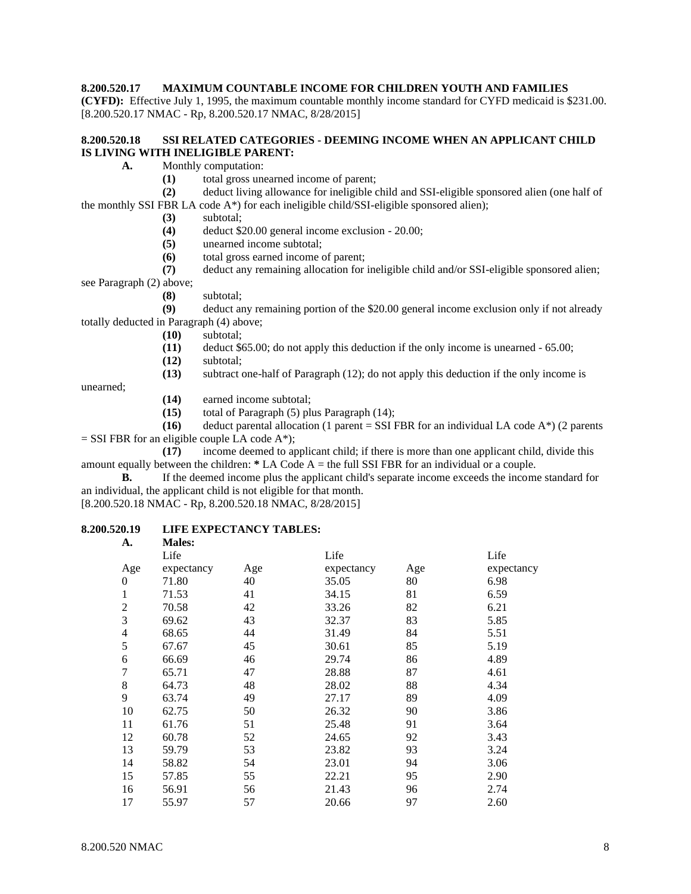**8.200.520.17 MAXIMUM COUNTABLE INCOME FOR CHILDREN YOUTH AND FAMILIES (CYFD):** Effective July 1, 1995, the maximum countable monthly income standard for CYFD medicaid is $231.00.
[8.200.520.17 NMAC - Rp, 8.200.520.17 NMAC, 8/28/2015]

**8.200.520.18 SSI RELATED CATEGORIES - DEEMING INCOME WHEN AN APPLICANT CHILD IS LIVING WITH INELIGIBLE PARENT:**

**A.** Monthly computation:

**(1)** total gross unearned income of parent;

**(2)** deduct living allowance for ineligible child and SSI-eligible sponsored alien (one half of the monthly SSI FBR LA code A*) for each ineligible child/SSI-eligible sponsored alien);

**(3)** subtotal;

**(4)** deduct $20.00 general income exclusion - 20.00;

**(5)** unearned income subtotal;

**(6)** total gross earned income of parent;

**(7)** deduct any remaining allocation for ineligible child and/or SSI-eligible sponsored alien; see Paragraph (2) above;

**(8)** subtotal;

**(9)** deduct any remaining portion of the $20.00 general income exclusion only if not already totally deducted in Paragraph (4) above;

**(10)** subtotal;

**(11)** deduct $65.00; do not apply this deduction if the only income is unearned - 65.00;

**(12)** subtotal;

**(13)** subtract one-half of Paragraph (12); do not apply this deduction if the only income is unearned;

**(14)** earned income subtotal;

**(15)** total of Paragraph (5) plus Paragraph (14);

**(16)** deduct parental allocation (1 parent = SSI FBR for an individual LA code A*) (2 parents = SSI FBR for an eligible couple LA code A*);

**(17)** income deemed to applicant child; if there is more than one applicant child, divide this amount equally between the children: * LA Code A = the full SSI FBR for an individual or a couple.

**B.** If the deemed income plus the applicant child's separate income exceeds the income standard for an individual, the applicant child is not eligible for that month.
[8.200.520.18 NMAC - Rp, 8.200.520.18 NMAC, 8/28/2015]

**8.200.520.19 LIFE EXPECTANCY TABLES:**

**A. Males:**

| Age | Life expectancy | Age | Life expectancy | Age | Life expectancy |
|---|---|---|---|---|---|
| 0 | 71.80 | 40 | 35.05 | 80 | 6.98 |
| 1 | 71.53 | 41 | 34.15 | 81 | 6.59 |
| 2 | 70.58 | 42 | 33.26 | 82 | 6.21 |
| 3 | 69.62 | 43 | 32.37 | 83 | 5.85 |
| 4 | 68.65 | 44 | 31.49 | 84 | 5.51 |
| 5 | 67.67 | 45 | 30.61 | 85 | 5.19 |
| 6 | 66.69 | 46 | 29.74 | 86 | 4.89 |
| 7 | 65.71 | 47 | 28.88 | 87 | 4.61 |
| 8 | 64.73 | 48 | 28.02 | 88 | 4.34 |
| 9 | 63.74 | 49 | 27.17 | 89 | 4.09 |
| 10 | 62.75 | 50 | 26.32 | 90 | 3.86 |
| 11 | 61.76 | 51 | 25.48 | 91 | 3.64 |
| 12 | 60.78 | 52 | 24.65 | 92 | 3.43 |
| 13 | 59.79 | 53 | 23.82 | 93 | 3.24 |
| 14 | 58.82 | 54 | 23.01 | 94 | 3.06 |
| 15 | 57.85 | 55 | 22.21 | 95 | 2.90 |
| 16 | 56.91 | 56 | 21.43 | 96 | 2.74 |
| 17 | 55.97 | 57 | 20.66 | 97 | 2.60 |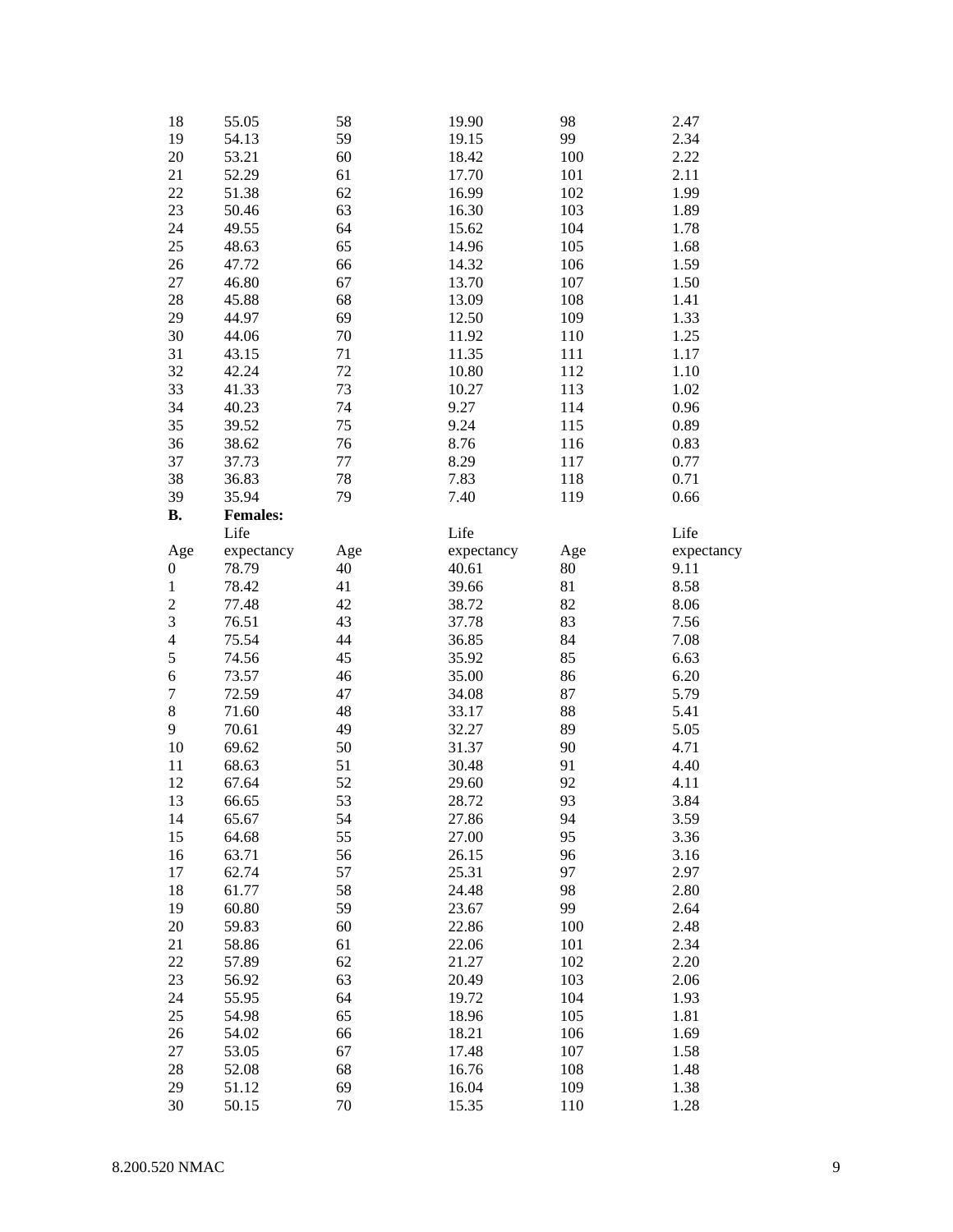| | | | | | |
|---|---|---|---|---|---|
| 18 | 55.05 | 58 | 19.90 | 98 | 2.47 |
| 19 | 54.13 | 59 | 19.15 | 99 | 2.34 |
| 20 | 53.21 | 60 | 18.42 | 100 | 2.22 |
| 21 | 52.29 | 61 | 17.70 | 101 | 2.11 |
| 22 | 51.38 | 62 | 16.99 | 102 | 1.99 |
| 23 | 50.46 | 63 | 16.30 | 103 | 1.89 |
| 24 | 49.55 | 64 | 15.62 | 104 | 1.78 |
| 25 | 48.63 | 65 | 14.96 | 105 | 1.68 |
| 26 | 47.72 | 66 | 14.32 | 106 | 1.59 |
| 27 | 46.80 | 67 | 13.70 | 107 | 1.50 |
| 28 | 45.88 | 68 | 13.09 | 108 | 1.41 |
| 29 | 44.97 | 69 | 12.50 | 109 | 1.33 |
| 30 | 44.06 | 70 | 11.92 | 110 | 1.25 |
| 31 | 43.15 | 71 | 11.35 | 111 | 1.17 |
| 32 | 42.24 | 72 | 10.80 | 112 | 1.10 |
| 33 | 41.33 | 73 | 10.27 | 113 | 1.02 |
| 34 | 40.23 | 74 | 9.27 | 114 | 0.96 |
| 35 | 39.52 | 75 | 9.24 | 115 | 0.89 |
| 36 | 38.62 | 76 | 8.76 | 116 | 0.83 |
| 37 | 37.73 | 77 | 8.29 | 117 | 0.77 |
| 38 | 36.83 | 78 | 7.83 | 118 | 0.71 |
| 39 | 35.94 | 79 | 7.40 | 119 | 0.66 |

**B. Females:**

| Age | Life expectancy | Age | Life expectancy | Age | Life expectancy |
|---|---|---|---|---|---|
| 0 | 78.79 | 40 | 40.61 | 80 | 9.11 |
| 1 | 78.42 | 41 | 39.66 | 81 | 8.58 |
| 2 | 77.48 | 42 | 38.72 | 82 | 8.06 |
| 3 | 76.51 | 43 | 37.78 | 83 | 7.56 |
| 4 | 75.54 | 44 | 36.85 | 84 | 7.08 |
| 5 | 74.56 | 45 | 35.92 | 85 | 6.63 |
| 6 | 73.57 | 46 | 35.00 | 86 | 6.20 |
| 7 | 72.59 | 47 | 34.08 | 87 | 5.79 |
| 8 | 71.60 | 48 | 33.17 | 88 | 5.41 |
| 9 | 70.61 | 49 | 32.27 | 89 | 5.05 |
| 10 | 69.62 | 50 | 31.37 | 90 | 4.71 |
| 11 | 68.63 | 51 | 30.48 | 91 | 4.40 |
| 12 | 67.64 | 52 | 29.60 | 92 | 4.11 |
| 13 | 66.65 | 53 | 28.72 | 93 | 3.84 |
| 14 | 65.67 | 54 | 27.86 | 94 | 3.59 |
| 15 | 64.68 | 55 | 27.00 | 95 | 3.36 |
| 16 | 63.71 | 56 | 26.15 | 96 | 3.16 |
| 17 | 62.74 | 57 | 25.31 | 97 | 2.97 |
| 18 | 61.77 | 58 | 24.48 | 98 | 2.80 |
| 19 | 60.80 | 59 | 23.67 | 99 | 2.64 |
| 20 | 59.83 | 60 | 22.86 | 100 | 2.48 |
| 21 | 58.86 | 61 | 22.06 | 101 | 2.34 |
| 22 | 57.89 | 62 | 21.27 | 102 | 2.20 |
| 23 | 56.92 | 63 | 20.49 | 103 | 2.06 |
| 24 | 55.95 | 64 | 19.72 | 104 | 1.93 |
| 25 | 54.98 | 65 | 18.96 | 105 | 1.81 |
| 26 | 54.02 | 66 | 18.21 | 106 | 1.69 |
| 27 | 53.05 | 67 | 17.48 | 107 | 1.58 |
| 28 | 52.08 | 68 | 16.76 | 108 | 1.48 |
| 29 | 51.12 | 69 | 16.04 | 109 | 1.38 |
| 30 | 50.15 | 70 | 15.35 | 110 | 1.28 |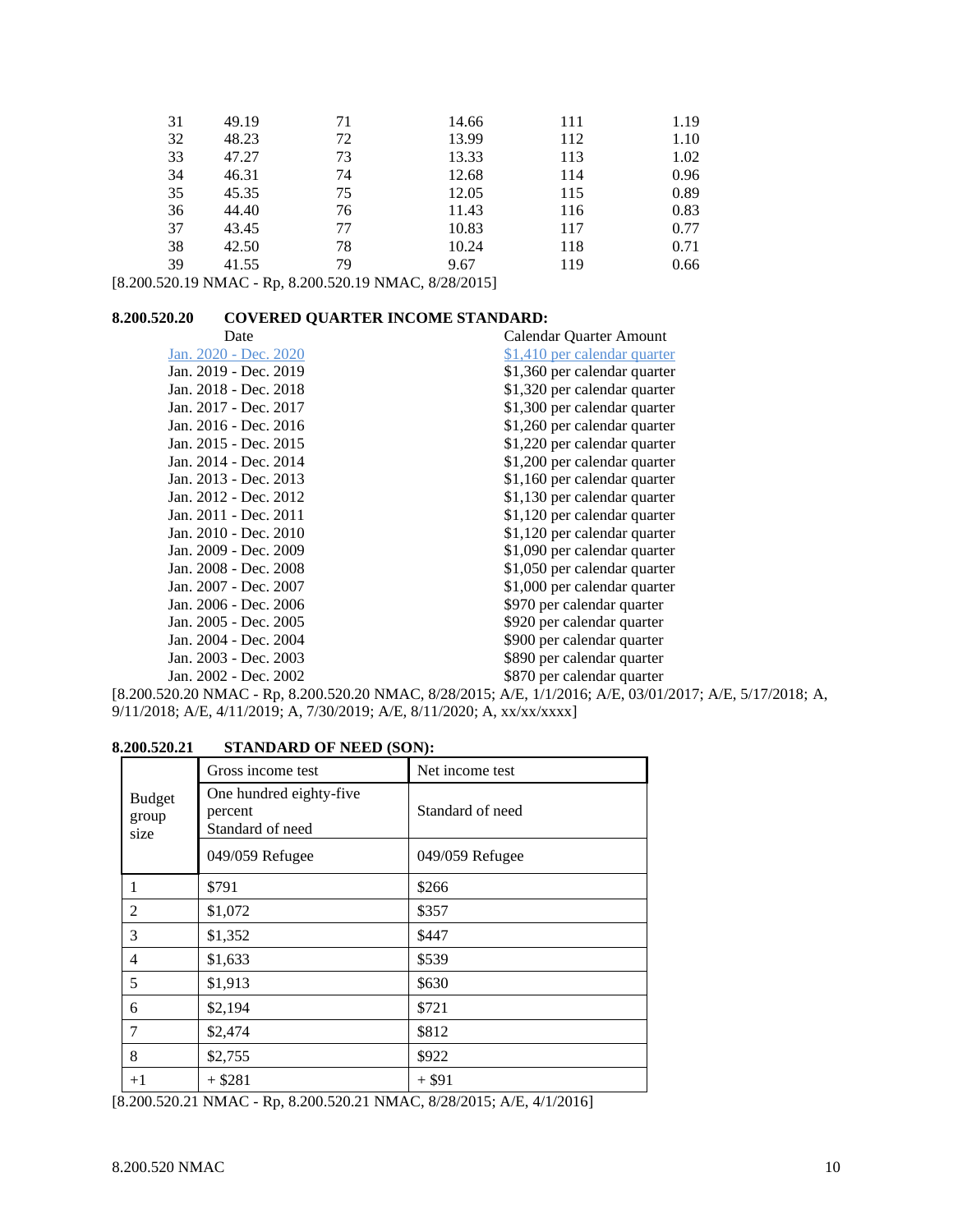| | | | | | |
|---|---|---|---|---|---|
| 31 | 49.19 | 71 | 14.66 | 111 | 1.19 |
| 32 | 48.23 | 72 | 13.99 | 112 | 1.10 |
| 33 | 47.27 | 73 | 13.33 | 113 | 1.02 |
| 34 | 46.31 | 74 | 12.68 | 114 | 0.96 |
| 35 | 45.35 | 75 | 12.05 | 115 | 0.89 |
| 36 | 44.40 | 76 | 11.43 | 116 | 0.83 |
| 37 | 43.45 | 77 | 10.83 | 117 | 0.77 |
| 38 | 42.50 | 78 | 10.24 | 118 | 0.71 |
| 39 | 41.55 | 79 | 9.67 | 119 | 0.66 |

[8.200.520.19 NMAC - Rp, 8.200.520.19 NMAC, 8/28/2015]

**8.200.520.20 COVERED QUARTER INCOME STANDARD:**

| Date | Calendar Quarter Amount |
|---|---|
| Jan. 2020 - Dec. 2020 | $1,410 per calendar quarter |
| Jan. 2019 - Dec. 2019 | $1,360 per calendar quarter |
| Jan. 2018 - Dec. 2018 | $1,320 per calendar quarter |
| Jan. 2017 - Dec. 2017 | $1,300 per calendar quarter |
| Jan. 2016 - Dec. 2016 | $1,260 per calendar quarter |
| Jan. 2015 - Dec. 2015 | $1,220 per calendar quarter |
| Jan. 2014 - Dec. 2014 | $1,200 per calendar quarter |
| Jan. 2013 - Dec. 2013 | $1,160 per calendar quarter |
| Jan. 2012 - Dec. 2012 | $1,130 per calendar quarter |
| Jan. 2011 - Dec. 2011 | $1,120 per calendar quarter |
| Jan. 2010 - Dec. 2010 | $1,120 per calendar quarter |
| Jan. 2009 - Dec. 2009 | $1,090 per calendar quarter |
| Jan. 2008 - Dec. 2008 | $1,050 per calendar quarter |
| Jan. 2007 - Dec. 2007 | $1,000 per calendar quarter |
| Jan. 2006 - Dec. 2006 | $970 per calendar quarter |
| Jan. 2005 - Dec. 2005 | $920 per calendar quarter |
| Jan. 2004 - Dec. 2004 | $900 per calendar quarter |
| Jan. 2003 - Dec. 2003 | $890 per calendar quarter |
| Jan. 2002 - Dec. 2002 | $870 per calendar quarter |

[8.200.520.20 NMAC - Rp, 8.200.520.20 NMAC, 8/28/2015; A/E, 1/1/2016; A/E, 03/01/2017; A/E, 5/17/2018; A, 9/11/2018; A/E, 4/11/2019; A, 7/30/2019; A/E, 8/11/2020; A, xx/xx/xxxx]

**8.200.520.21 STANDARD OF NEED (SON):**

| Budget group size | Gross income test | Net income test |
|---|---|---|
| | One hundred eighty-five percent Standard of need | Standard of need |
| | 049/059 Refugee | 049/059 Refugee |
| 1 | $791 | $266 |
| 2 | $1,072 | $357 |
| 3 | $1,352 | $447 |
| 4 | $1,633 | $539 |
| 5 | $1,913 | $630 |
| 6 | $2,194 | $721 |
| 7 | $2,474 | $812 |
| 8 | $2,755 | $922 |
| +1 | + $281 | + $91 |

[8.200.520.21 NMAC - Rp, 8.200.520.21 NMAC, 8/28/2015; A/E, 4/1/2016]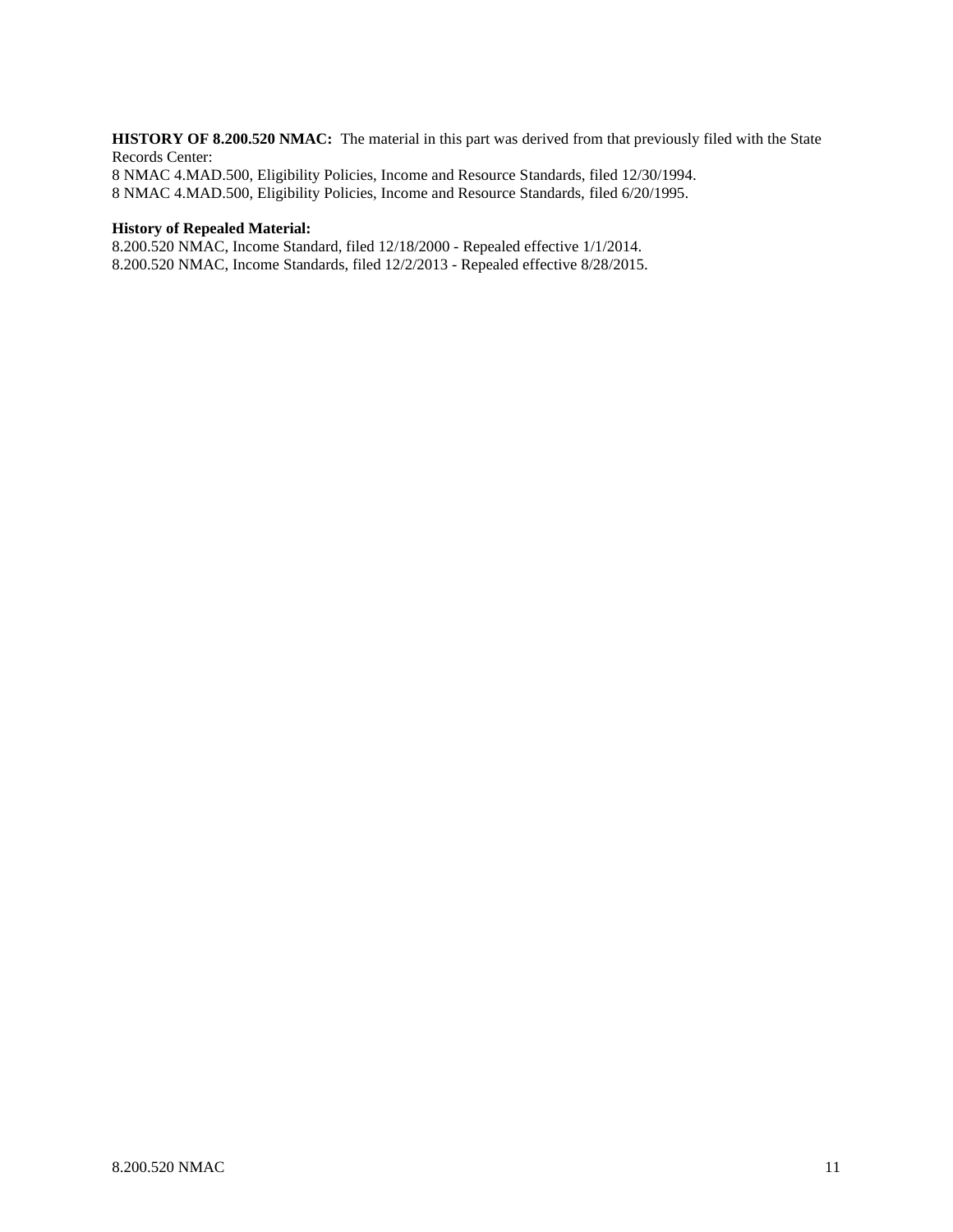**HISTORY OF 8.200.520 NMAC:** The material in this part was derived from that previously filed with the State Records Center:
8 NMAC 4.MAD.500, Eligibility Policies, Income and Resource Standards, filed 12/30/1994.
8 NMAC 4.MAD.500, Eligibility Policies, Income and Resource Standards, filed 6/20/1995.

**History of Repealed Material:**
8.200.520 NMAC, Income Standard, filed 12/18/2000 - Repealed effective 1/1/2014.
8.200.520 NMAC, Income Standards, filed 12/2/2013 - Repealed effective 8/28/2015.